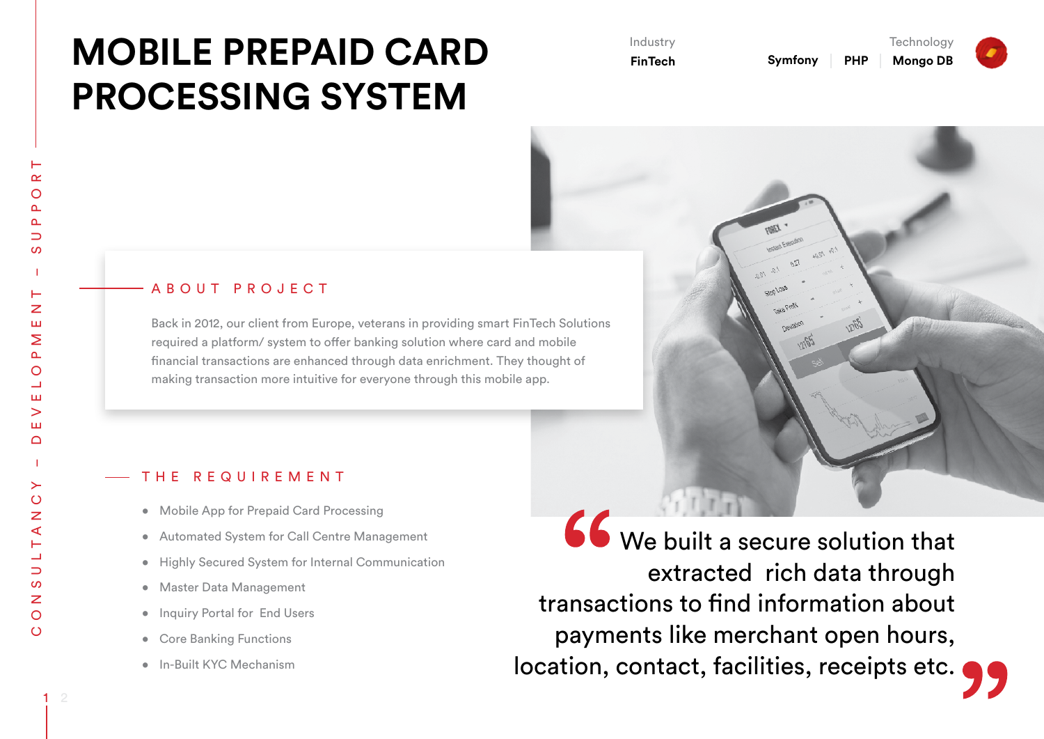# MOBILE PREPAID CARD PROCESSING SYSTEM

Industry
**FinTech**

Technology
**Symfony** | **PHP** | **Mongo DB**

CONSULTANCY – DEVELOPMENT – SUPPORT

## ABOUT PROJECT

Back in 2012, our client from Europe, veterans in providing smart FinTech Solutions required a platform/ system to offer banking solution where card and mobile financial transactions are enhanced through data enrichment. They thought of making transaction more intuitive for everyone through this mobile app.

## THE REQUIREMENT

- Mobile App for Prepaid Card Processing
- Automated System for Call Centre Management
- Highly Secured System for Internal Communication
- Master Data Management
- Inquiry Portal for End Users
- Core Banking Functions
- In-Built KYC Mechanism

> "We built a secure solution that extracted rich data through transactions to find information about payments like merchant open hours, location, contact, facilities, receipts etc."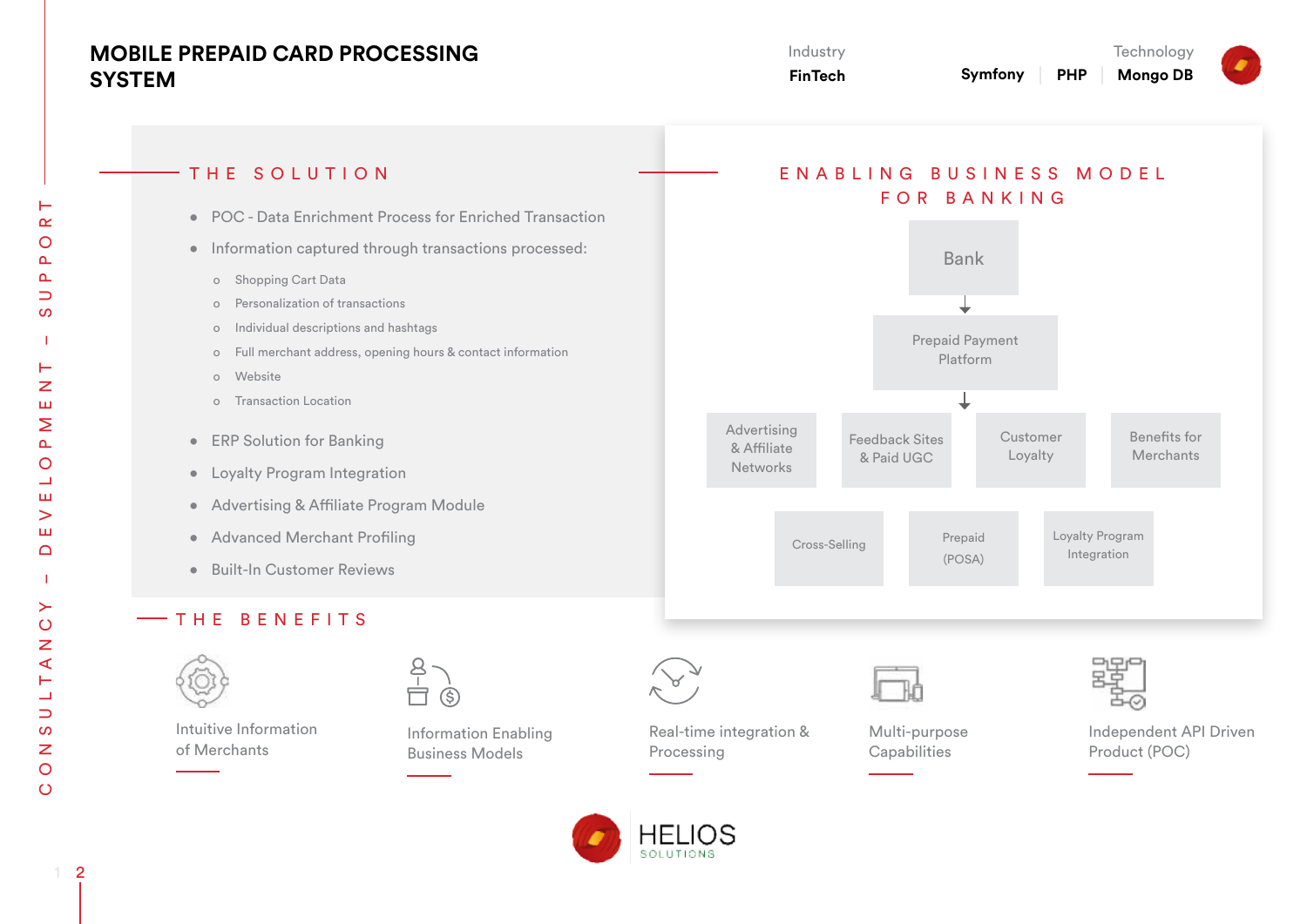# MOBILE PREPAID CARD PROCESSING SYSTEM

Industry
**FinTech**

Technology
**Symfony** | **PHP** | **Mongo DB**

## THE SOLUTION

- POC - Data Enrichment Process for Enriched Transaction
- Information captured through transactions processed:
  - Shopping Cart Data
  - Personalization of transactions
  - Individual descriptions and hashtags
  - Full merchant address, opening hours & contact information
  - Website
  - Transaction Location
- ERP Solution for Banking
- Loyalty Program Integration
- Advertising & Affiliate Program Module
- Advanced Merchant Profiling
- Built-In Customer Reviews

## ENABLING BUSINESS MODEL FOR BANKING

Bank

Prepaid Payment Platform

Advertising & Affiliate Networks

Feedback Sites & Paid UGC

Customer Loyalty

Benefits for Merchants

Cross-Selling

Prepaid (POSA)

Loyalty Program Integration

## THE BENEFITS

- Intuitive Information of Merchants
- Information Enabling Business Models
- Real-time integration & Processing
- Multi-purpose Capabilities
- Independent API Driven Product (POC)

CONSULTANCY – DEVELOPMENT – SUPPORT

HELIOS SOLUTIONS